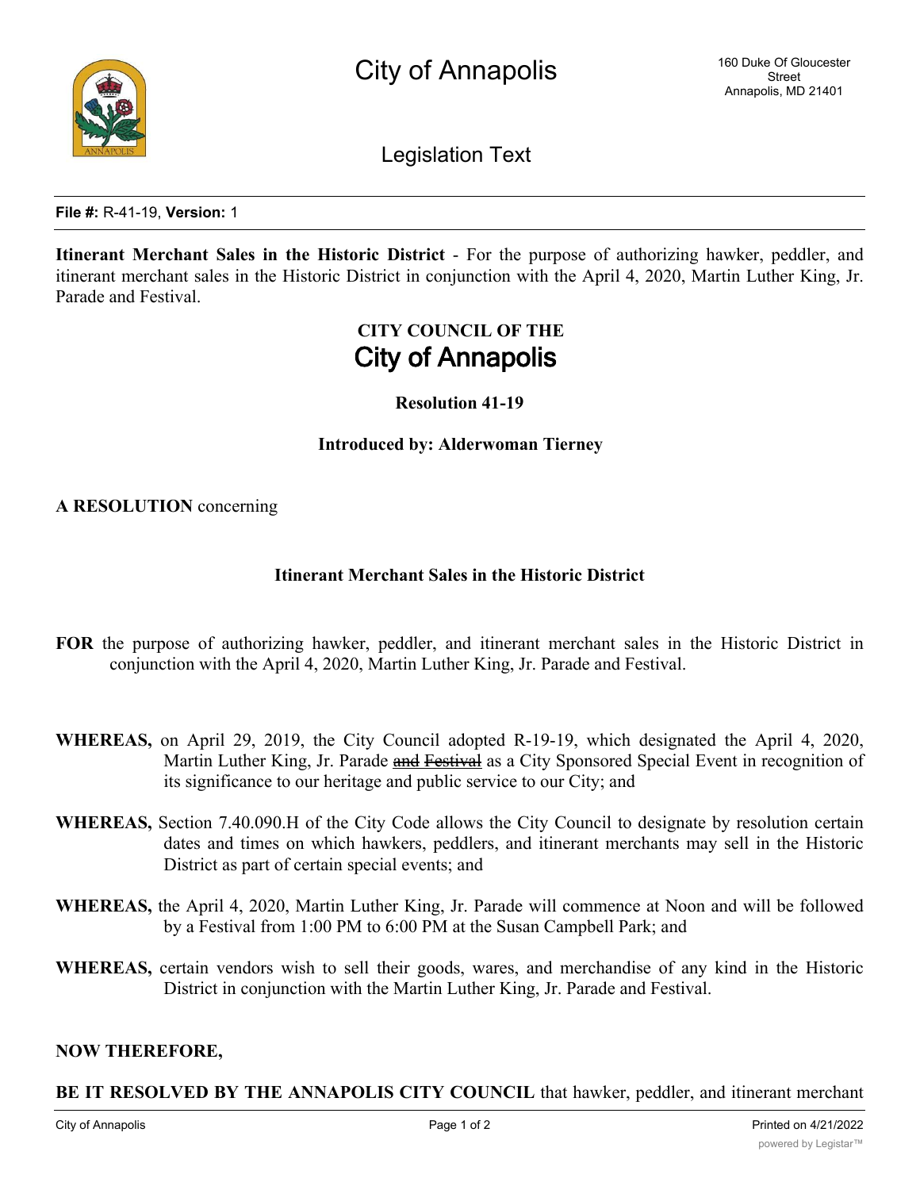# City of Annapolis

160 Duke Of Gloucester Street
Annapolis, MD 21401

## Legislation Text

**File #:** R-41-19, **Version:** 1

**Itinerant Merchant Sales in the Historic District** - For the purpose of authorizing hawker, peddler, and itinerant merchant sales in the Historic District in conjunction with the April 4, 2020, Martin Luther King, Jr. Parade and Festival.

**CITY COUNCIL OF THE**
**City of Annapolis**

**Resolution 41-19**

**Introduced by: Alderwoman Tierney**

**A RESOLUTION** concerning

**Itinerant Merchant Sales in the Historic District**

**FOR** the purpose of authorizing hawker, peddler, and itinerant merchant sales in the Historic District in conjunction with the April 4, 2020, Martin Luther King, Jr. Parade and Festival.

**WHEREAS,** on April 29, 2019, the City Council adopted R-19-19, which designated the April 4, 2020, Martin Luther King, Jr. Parade ~~and Festival~~ as a City Sponsored Special Event in recognition of its significance to our heritage and public service to our City; and

**WHEREAS,** Section 7.40.090.H of the City Code allows the City Council to designate by resolution certain dates and times on which hawkers, peddlers, and itinerant merchants may sell in the Historic District as part of certain special events; and

**WHEREAS,** the April 4, 2020, Martin Luther King, Jr. Parade will commence at Noon and will be followed by a Festival from 1:00 PM to 6:00 PM at the Susan Campbell Park; and

**WHEREAS,** certain vendors wish to sell their goods, wares, and merchandise of any kind in the Historic District in conjunction with the Martin Luther King, Jr. Parade and Festival.

**NOW THEREFORE,**

**BE IT RESOLVED BY THE ANNAPOLIS CITY COUNCIL** that hawker, peddler, and itinerant merchant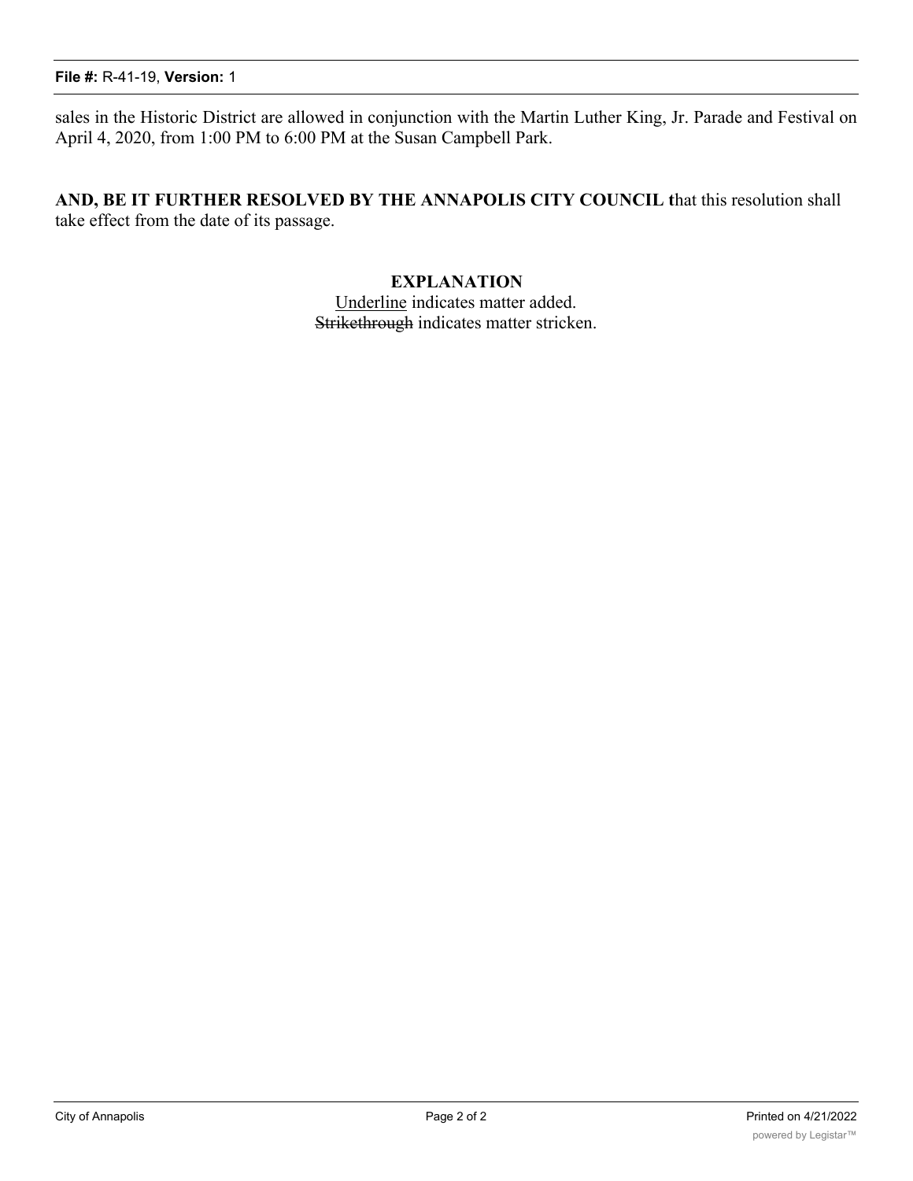sales in the Historic District are allowed in conjunction with the Martin Luther King, Jr. Parade and Festival on April 4, 2020, from 1:00 PM to 6:00 PM at the Susan Campbell Park.

**AND, BE IT FURTHER RESOLVED BY THE ANNAPOLIS CITY COUNCIL t**hat this resolution shall take effect from the date of its passage.

**EXPLANATION**

<u>Underline</u> indicates matter added.
~~Strikethrough~~ indicates matter stricken.